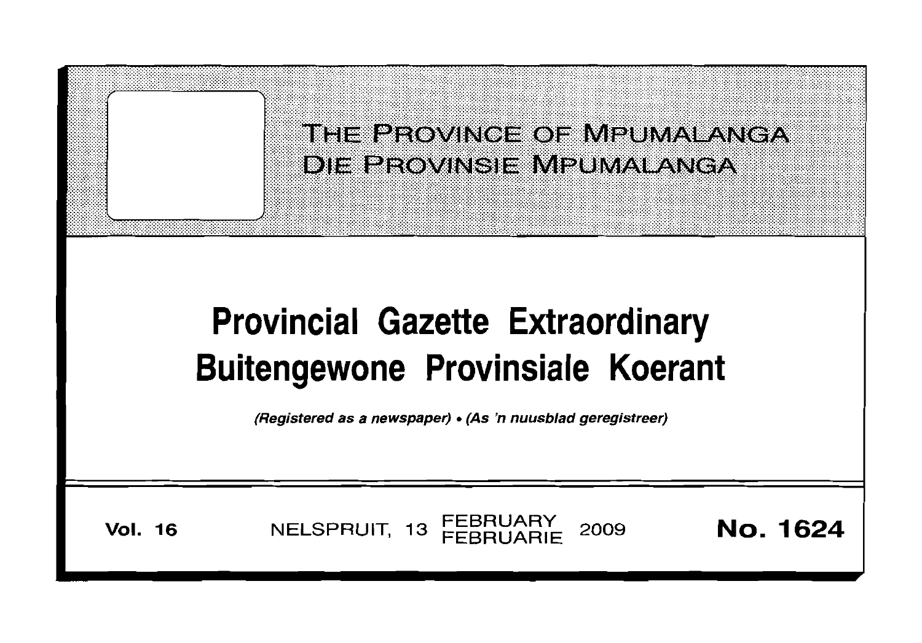THE PROVINCE OF MPUMALANGA
DIE PROVINSIE MPUMALANGA

# Provincial Gazette Extraordinary
# Buitengewone Provinsiale Koerant

*(Registered as a newspaper)* • *(As 'n nuusblad geregistreer)*

**Vol. 16** NELSPRUIT, 13 FEBRUARY FEBRUARIE 2009 **No. 1624**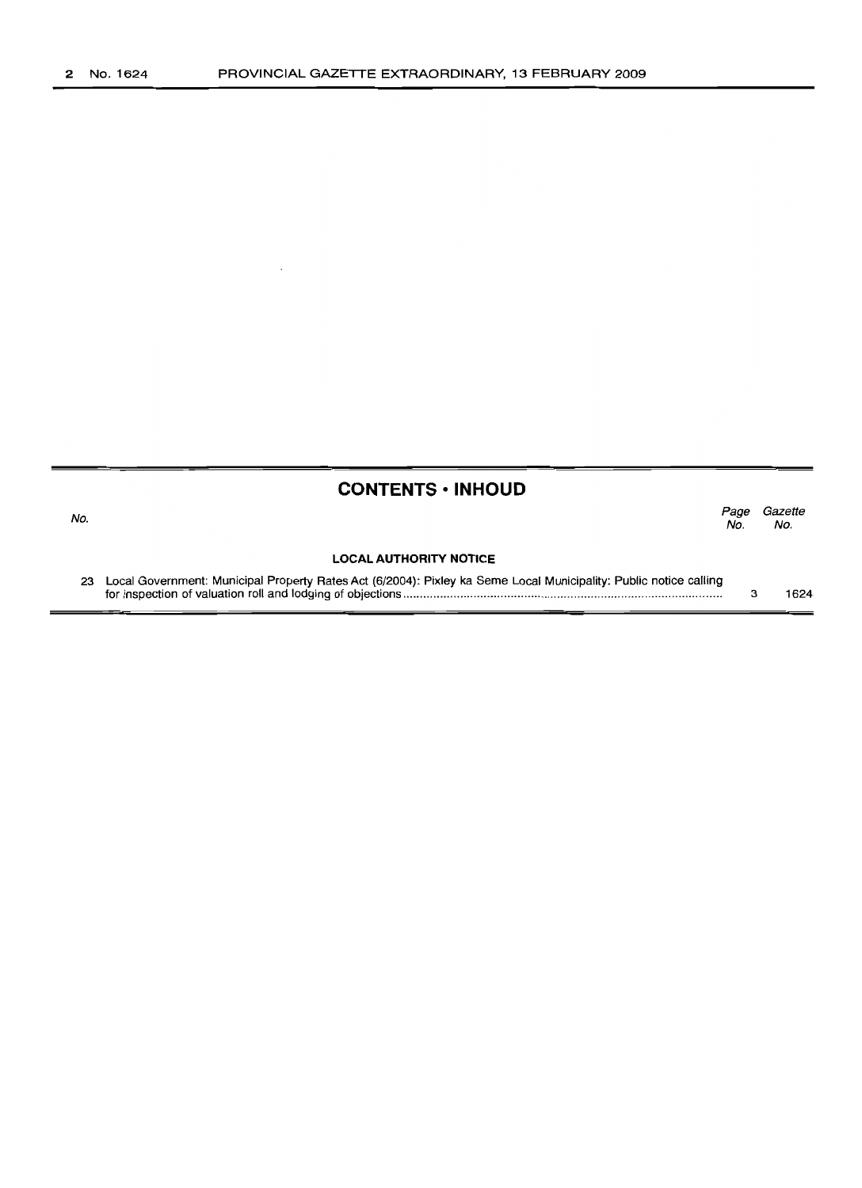## CONTENTS • INHOUD

| No. | | Page No. | Gazette No. |
|---|---|---|---|
| | **LOCAL AUTHORITY NOTICE** | | |
| 23 | Local Government: Municipal Property Rates Act (6/2004): Pixley ka Seme Local Municipality: Public notice calling for inspection of valuation roll and lodging of objections | 3 | 1624 |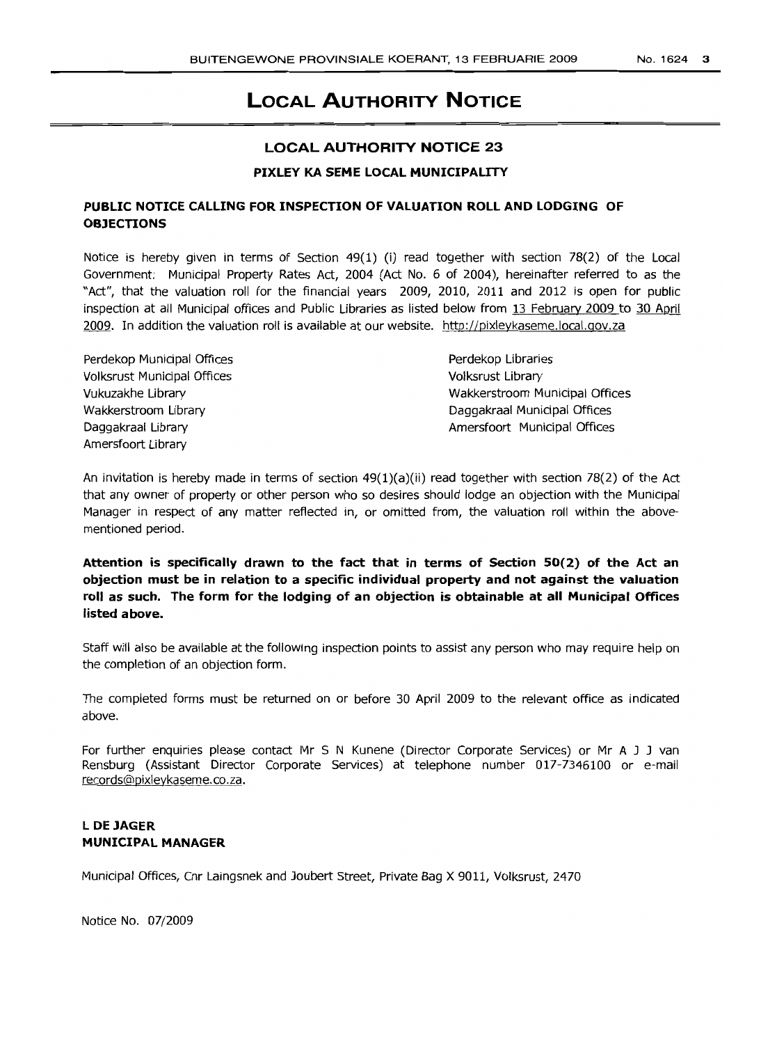# LOCAL AUTHORITY NOTICE

## LOCAL AUTHORITY NOTICE 23

### PIXLEY KA SEME LOCAL MUNICIPALITY

### PUBLIC NOTICE CALLING FOR INSPECTION OF VALUATION ROLL AND LODGING OF OBJECTIONS

Notice is hereby given in terms of Section 49(1) (i) read together with section 78(2) of the Local Government: Municipal Property Rates Act, 2004 (Act No. 6 of 2004), hereinafter referred to as the "Act", that the valuation roll for the financial years 2009, 2010, 2011 and 2012 is open for public inspection at all Municipal offices and Public Libraries as listed below from 13 February 2009 to 30 April 2009. In addition the valuation roll is available at our website. http://pixleykaseme.local.gov.za

Perdekop Municipal Offices
Volksrust Municipal Offices
Vukuzakhe Library
Wakkerstroom Library
Daggakraal Library
Amersfoort Library

Perdekop Libraries
Volksrust Library
Wakkerstroom Municipal Offices
Daggakraal Municipal Offices
Amersfoort Municipal Offices

An invitation is hereby made in terms of section 49(1)(a)(ii) read together with section 78(2) of the Act that any owner of property or other person who so desires should lodge an objection with the Municipal Manager in respect of any matter reflected in, or omitted from, the valuation roll within the above-mentioned period.

**Attention is specifically drawn to the fact that in terms of Section 50(2) of the Act an objection must be in relation to a specific individual property and not against the valuation roll as such. The form for the lodging of an objection is obtainable at all Municipal Offices listed above.**

Staff will also be available at the following inspection points to assist any person who may require help on the completion of an objection form.

The completed forms must be returned on or before 30 April 2009 to the relevant office as indicated above.

For further enquiries please contact Mr S N Kunene (Director Corporate Services) or Mr A J J van Rensburg (Assistant Director Corporate Services) at telephone number 017-7346100 or e-mail records@pixleykaseme.co.za.

**L DE JAGER**
**MUNICIPAL MANAGER**

Municipal Offices, Cnr Laingsnek and Joubert Street, Private Bag X 9011, Volksrust, 2470

Notice No. 07/2009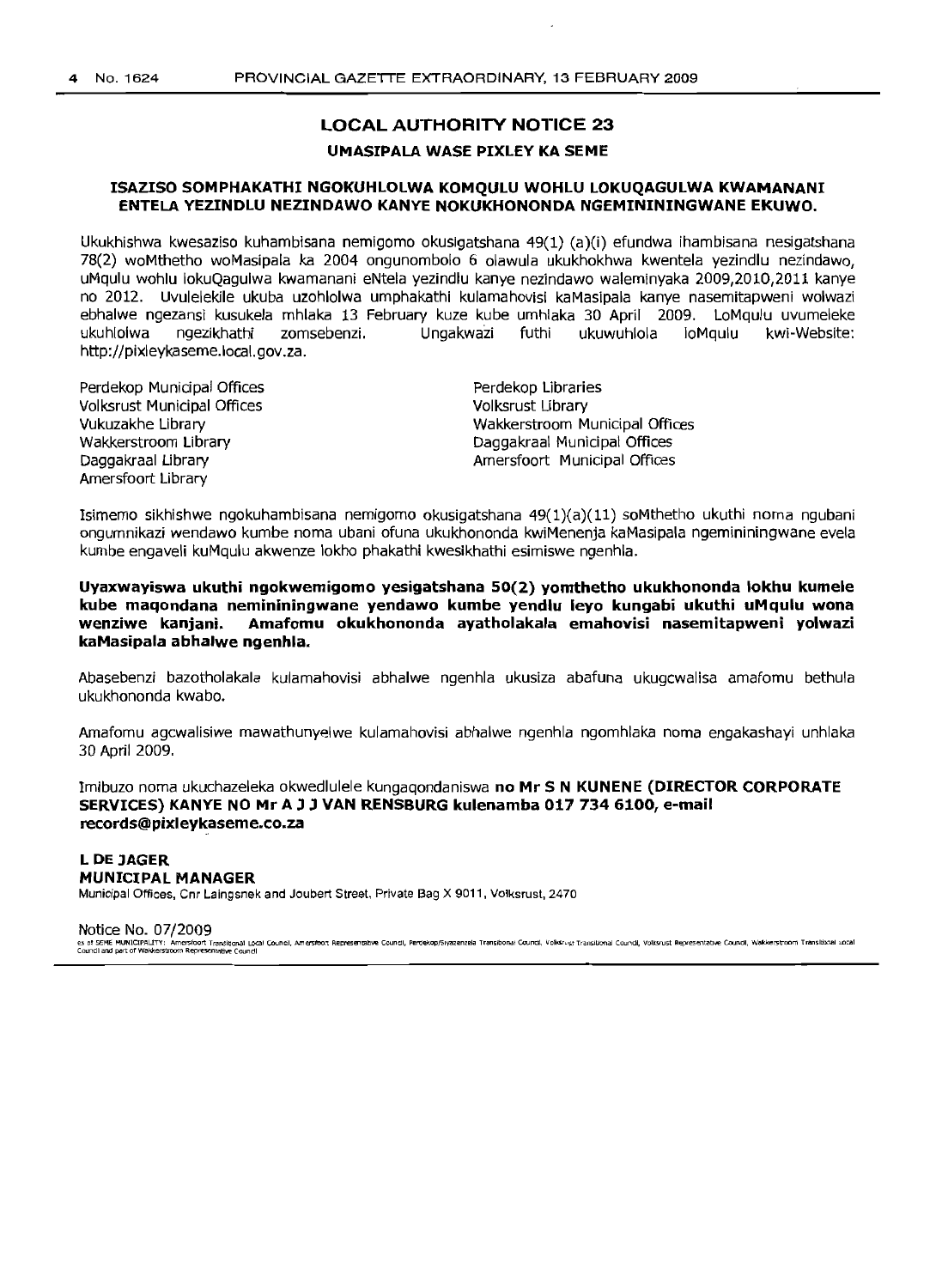## LOCAL AUTHORITY NOTICE 23

### UMASIPALA WASE PIXLEY KA SEME

### ISAZISO SOMPHAKATHI NGOKUHLOLWA KOMQULU WOHLU LOKUQAGULWA KWAMANANI ENTELA YEZINDLU NEZINDAWO KANYE NOKUKHONONDA NGEMININININGWANE EKUWO.

Ukukhishwa kwesaziso kuhambisana nemigomo okusigatshana 49(1) (a)(i) efundwa ihambisana nesigatshana 78(2) woMthetho woMasipala ka 2004 ongunombolo 6 olawula ukukhokhwa kwentela yezindlu nezindawo, uMqulu wohlu lokuQagulwa kwamanani eNtela yezindlu kanye nezindawo waleminyaka 2009,2010,2011 kanye no 2012. Uvulelekile ukuba uzohlolwa umphakathi kulamahovisi kaMasipala kanye nasemitapweni wolwazi ebhalwe ngezansi kusukela mhlaka 13 February kuze kube umhlaka 30 April 2009. LoMqulu uvumeleke ukuhlolwa ngezikhathi zomsebenzi. Ungakwazi futhi ukuwuhlola loMqulu kwi-Website: http://pixleykaseme.local.gov.za.

- Perdekop Municipal Offices
- Volksrust Municipal Offices
- Vukuzakhe Library
- Wakkerstroom Library
- Daggakraal Library
- Amersfoort Library
- Perdekop Libraries
- Volksrust Library
- Wakkerstroom Municipal Offices
- Daggakraal Municipal Offices
- Amersfoort Municipal Offices

Isimemo sikhishwe ngokuhambisana nemigomo okusigatshana 49(1)(a)(11) soMthetho ukuthi noma ngubani ongumnikazi wendawo kumbe noma ubani ofuna ukukhononda kwiMenenja kaMasipala ngemininingwane evela kumbe engaveli kuMqulu akwenze lokho phakathi kwesikhathi esimiswe ngenhla.

**Uyaxwayiswa ukuthi ngokwemigomo yesigatshana 50(2) yomthetho ukukhononda lokhu kumele kube maqondana nemininingwane yendawo kumbe yendlu leyo kungabi ukuthi uMqulu wona wenziwe kanjani. Amafomu okukhononda ayatholakala emahovisi nasemitapweni yolwazi kaMasipala abhalwe ngenhla.**

Abasebenzi bazotholakala kulamahovisi abhalwe ngenhla ukusiza abafuna ukugcwalisa amafomu bethula ukukhononda kwabo.

Amafomu agcwalisiwe mawathunyelwe kulamahovisi abhalwe ngenhla ngomhlaka noma engakashayi unhlaka 30 April 2009.

Imibuzo noma ukuchazeleka okwedlulele kungaqondaniswa **no Mr S N KUNENE (DIRECTOR CORPORATE SERVICES) KANYE NO Mr A J J VAN RENSBURG kulenamba 017 734 6100, e-mail records@pixleykaseme.co.za**

**L DE JAGER**
**MUNICIPAL MANAGER**
Municipal Offices, Cnr Laingsnek and Joubert Street, Private Bag X 9011, Volksrust, 2470

Notice No. 07/2009